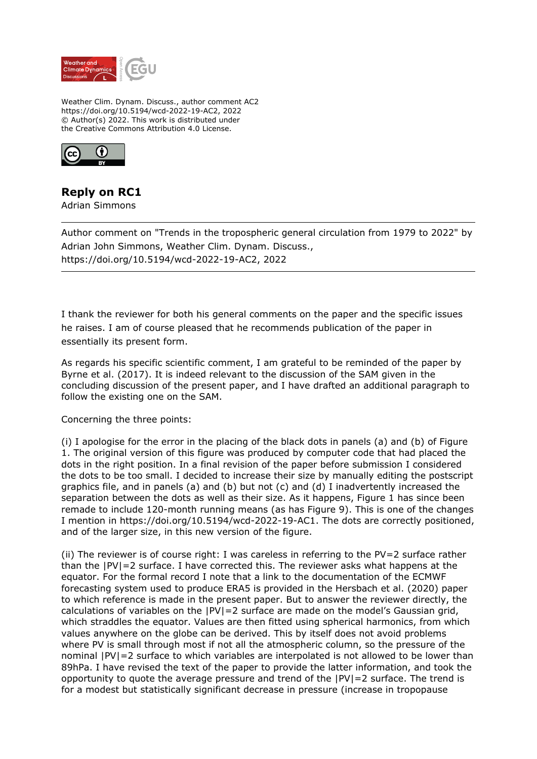Weather Clim. Dynam. Discuss., author comment AC2
https://doi.org/10.5194/wcd-2022-19-AC2, 2022
© Author(s) 2022. This work is distributed under
the Creative Commons Attribution 4.0 License.

# Reply on RC1

Adrian Simmons

---

Author comment on "Trends in the tropospheric general circulation from 1979 to 2022" by Adrian John Simmons, Weather Clim. Dynam. Discuss., https://doi.org/10.5194/wcd-2022-19-AC2, 2022

---

I thank the reviewer for both his general comments on the paper and the specific issues he raises. I am of course pleased that he recommends publication of the paper in essentially its present form.

As regards his specific scientific comment, I am grateful to be reminded of the paper by Byrne et al. (2017). It is indeed relevant to the discussion of the SAM given in the concluding discussion of the present paper, and I have drafted an additional paragraph to follow the existing one on the SAM.

Concerning the three points:

(i) I apologise for the error in the placing of the black dots in panels (a) and (b) of Figure 1. The original version of this figure was produced by computer code that had placed the dots in the right position. In a final revision of the paper before submission I considered the dots to be too small. I decided to increase their size by manually editing the postscript graphics file, and in panels (a) and (b) but not (c) and (d) I inadvertently increased the separation between the dots as well as their size. As it happens, Figure 1 has since been remade to include 120-month running means (as has Figure 9). This is one of the changes I mention in https://doi.org/10.5194/wcd-2022-19-AC1. The dots are correctly positioned, and of the larger size, in this new version of the figure.

(ii) The reviewer is of course right: I was careless in referring to the PV=2 surface rather than the |PV|=2 surface. I have corrected this. The reviewer asks what happens at the equator. For the formal record I note that a link to the documentation of the ECMWF forecasting system used to produce ERA5 is provided in the Hersbach et al. (2020) paper to which reference is made in the present paper. But to answer the reviewer directly, the calculations of variables on the |PV|=2 surface are made on the model's Gaussian grid, which straddles the equator. Values are then fitted using spherical harmonics, from which values anywhere on the globe can be derived. This by itself does not avoid problems where PV is small through most if not all the atmospheric column, so the pressure of the nominal |PV|=2 surface to which variables are interpolated is not allowed to be lower than 89hPa. I have revised the text of the paper to provide the latter information, and took the opportunity to quote the average pressure and trend of the |PV|=2 surface. The trend is for a modest but statistically significant decrease in pressure (increase in tropopause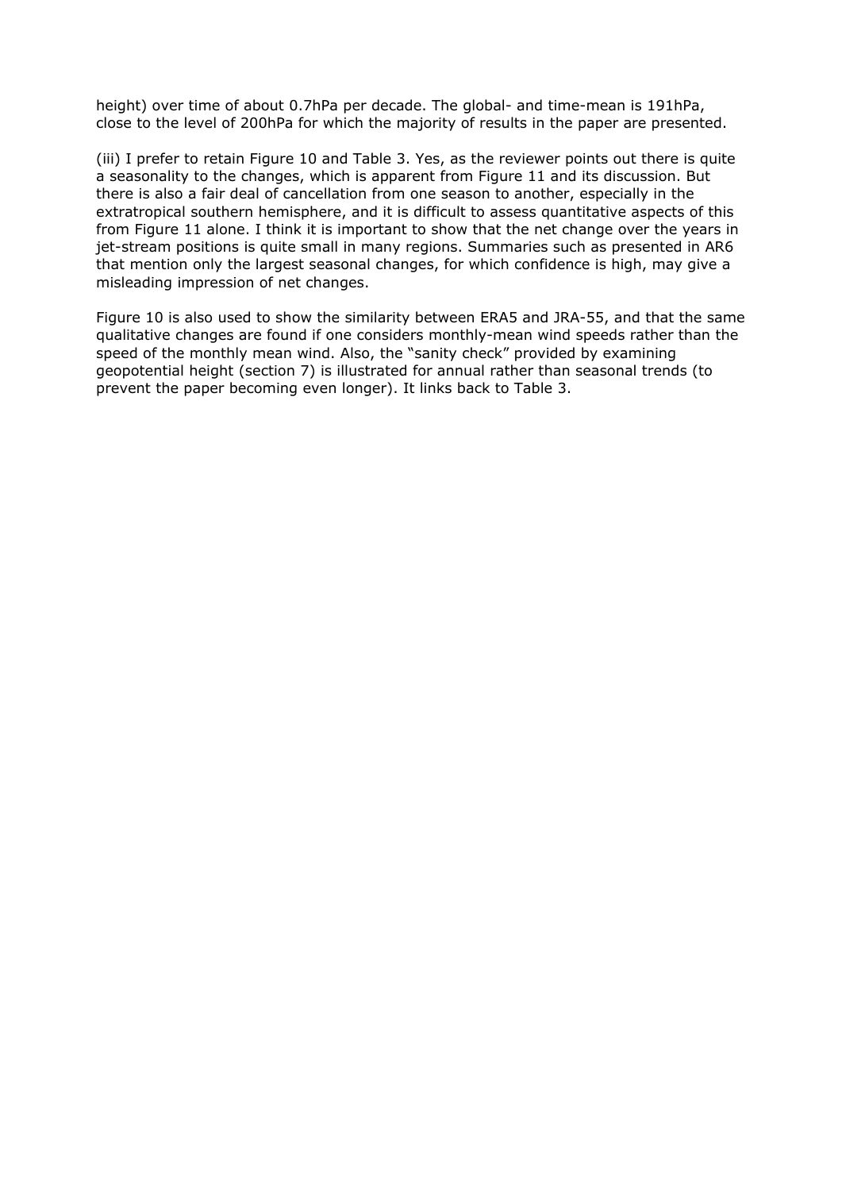height) over time of about 0.7hPa per decade. The global- and time-mean is 191hPa, close to the level of 200hPa for which the majority of results in the paper are presented.

(iii) I prefer to retain Figure 10 and Table 3. Yes, as the reviewer points out there is quite a seasonality to the changes, which is apparent from Figure 11 and its discussion. But there is also a fair deal of cancellation from one season to another, especially in the extratropical southern hemisphere, and it is difficult to assess quantitative aspects of this from Figure 11 alone. I think it is important to show that the net change over the years in jet-stream positions is quite small in many regions. Summaries such as presented in AR6 that mention only the largest seasonal changes, for which confidence is high, may give a misleading impression of net changes.

Figure 10 is also used to show the similarity between ERA5 and JRA-55, and that the same qualitative changes are found if one considers monthly-mean wind speeds rather than the speed of the monthly mean wind. Also, the "sanity check" provided by examining geopotential height (section 7) is illustrated for annual rather than seasonal trends (to prevent the paper becoming even longer). It links back to Table 3.